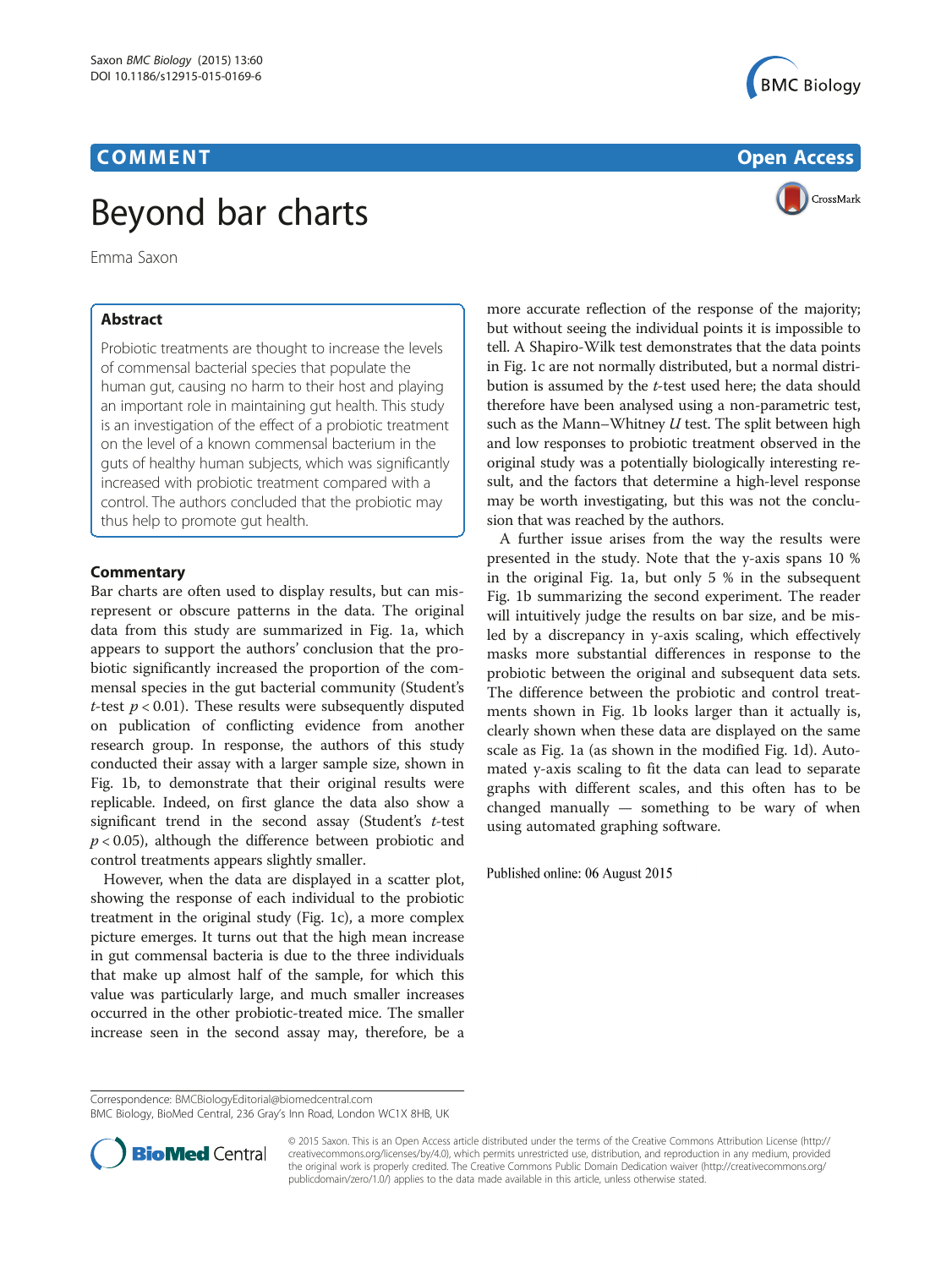# COMMENT

# Beyond bar charts

Emma Saxon

## Abstract

Probiotic treatments are thought to increase the levels of commensal bacterial species that populate the human gut, causing no harm to their host and playing an important role in maintaining gut health. This study is an investigation of the effect of a probiotic treatment on the level of a known commensal bacterium in the guts of healthy human subjects, which was significantly increased with probiotic treatment compared with a control. The authors concluded that the probiotic may thus help to promote gut health.

## Commentary

Bar charts are often used to display results, but can misrepresent or obscure patterns in the data. The original data from this study are summarized in Fig. 1a, which appears to support the authors' conclusion that the probiotic significantly increased the proportion of the commensal species in the gut bacterial community (Student's *t*-test $p < 0.01$). These results were subsequently disputed on publication of conflicting evidence from another research group. In response, the authors of this study conducted their assay with a larger sample size, shown in Fig. 1b, to demonstrate that their original results were replicable. Indeed, on first glance the data also show a significant trend in the second assay (Student's *t*-test $p < 0.05$), although the difference between probiotic and control treatments appears slightly smaller.

However, when the data are displayed in a scatter plot, showing the response of each individual to the probiotic treatment in the original study (Fig. 1c), a more complex picture emerges. It turns out that the high mean increase in gut commensal bacteria is due to the three individuals that make up almost half of the sample, for which this value was particularly large, and much smaller increases occurred in the other probiotic-treated mice. The smaller increase seen in the second assay may, therefore, be a more accurate reflection of the response of the majority; but without seeing the individual points it is impossible to tell. A Shapiro-Wilk test demonstrates that the data points in Fig. 1c are not normally distributed, but a normal distribution is assumed by the *t*-test used here; the data should therefore have been analysed using a non-parametric test, such as the Mann–Whitney *U* test. The split between high and low responses to probiotic treatment observed in the original study was a potentially biologically interesting result, and the factors that determine a high-level response may be worth investigating, but this was not the conclusion that was reached by the authors.

A further issue arises from the way the results were presented in the study. Note that the y-axis spans 10 % in the original Fig. 1a, but only 5 % in the subsequent Fig. 1b summarizing the second experiment. The reader will intuitively judge the results on bar size, and be misled by a discrepancy in y-axis scaling, which effectively masks more substantial differences in response to the probiotic between the original and subsequent data sets. The difference between the probiotic and control treatments shown in Fig. 1b looks larger than it actually is, clearly shown when these data are displayed on the same scale as Fig. 1a (as shown in the modified Fig. 1d). Automated y-axis scaling to fit the data can lead to separate graphs with different scales, and this often has to be changed manually — something to be wary of when using automated graphing software.

Published online: 06 August 2015

Correspondence: BMCBiologyEditorial@biomedcentral.com
BMC Biology, BioMed Central, 236 Gray's Inn Road, London WC1X 8HB, UK

© 2015 Saxon. This is an Open Access article distributed under the terms of the Creative Commons Attribution License (http://creativecommons.org/licenses/by/4.0), which permits unrestricted use, distribution, and reproduction in any medium, provided the original work is properly credited. The Creative Commons Public Domain Dedication waiver (http://creativecommons.org/publicdomain/zero/1.0/) applies to the data made available in this article, unless otherwise stated.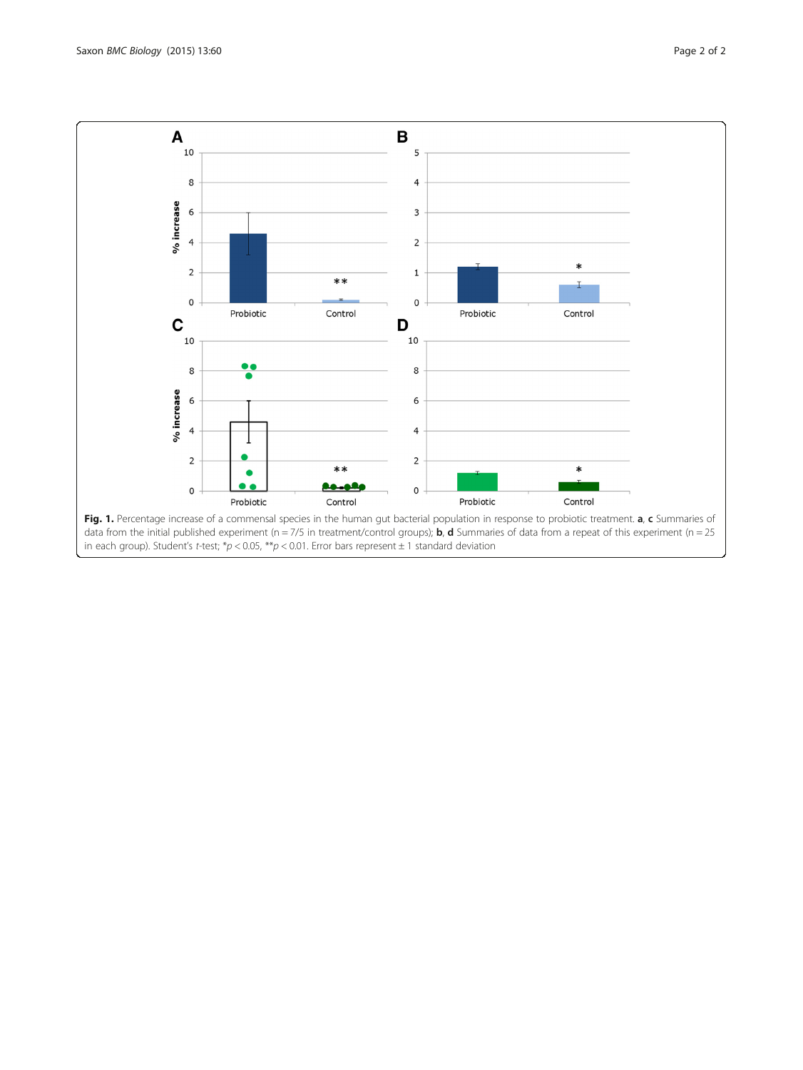A

10

8

6

4

2

0

% increase

Probiotic

Control

**

B

5

4

3

2

1

0

Probiotic

Control

*

C

10

8

6

4

2

0

% increase

Probiotic

Control

**

D

10

8

6

4

2

0

Probiotic

Control

*

**Fig. 1.** Percentage increase of a commensal species in the human gut bacterial population in response to probiotic treatment. **a**, **c** Summaries of data from the initial published experiment (n = 7/5 in treatment/control groups); **b**, **d** Summaries of data from a repeat of this experiment (n = 25 in each group). Student's *t*-test; $*p < 0.05$, $**p < 0.01$. Error bars represent ± 1 standard deviation